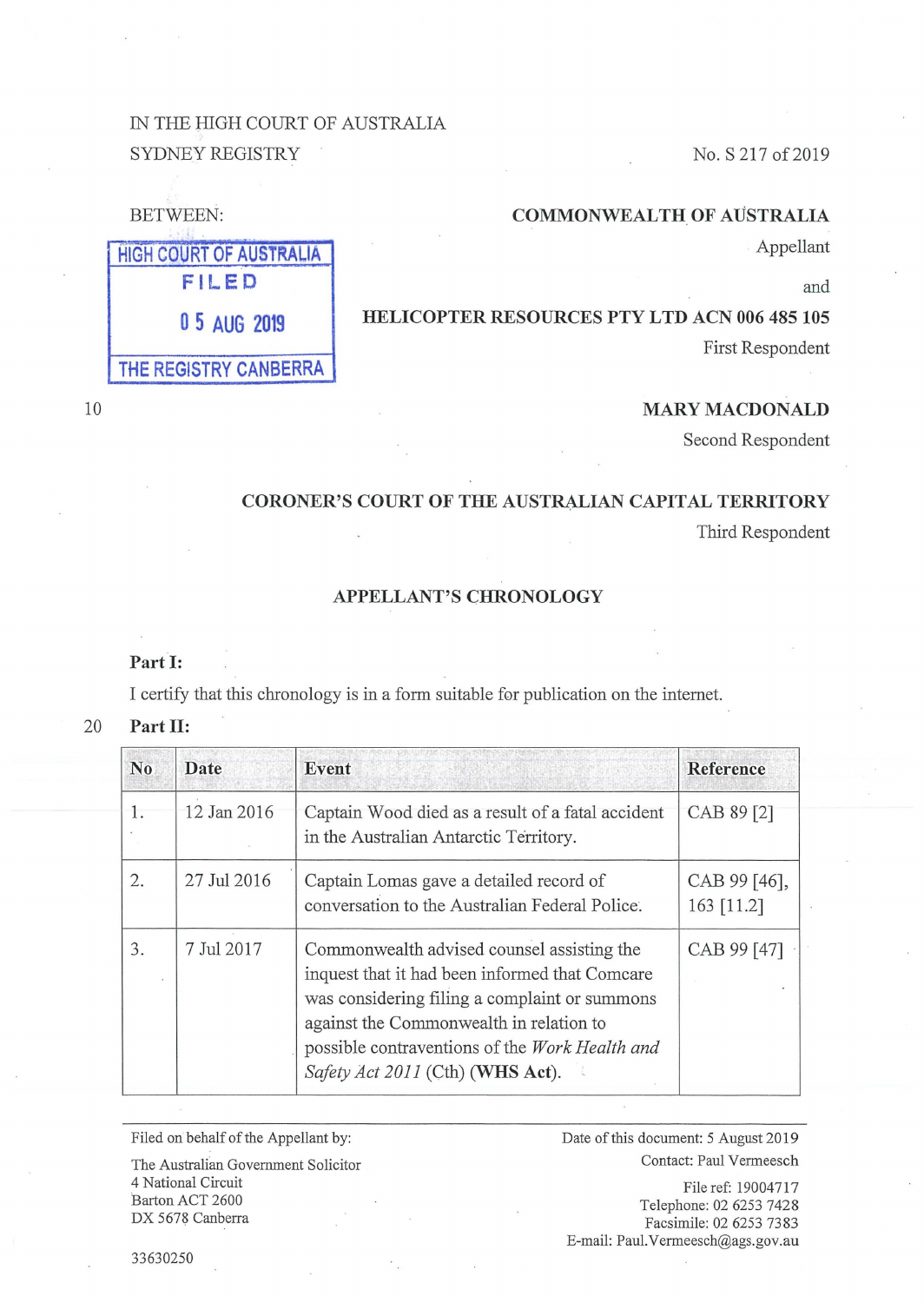IN THE HIGH COURT OF AUSTRALIA
SYDNEY REGISTRY

No. S 217 of 2019

BETWEEN:

HIGH COURT OF AUSTRALIA
FILED
05 AUG 2019
THE REGISTRY CANBERRA

**COMMONWEALTH OF AUSTRALIA**
Appellant

and

**HELICOPTER RESOURCES PTY LTD ACN 006 485 105**
First Respondent

**MARY MACDONALD**
Second Respondent

**CORONER'S COURT OF THE AUSTRALIAN CAPITAL TERRITORY**
Third Respondent

## APPELLANT'S CHRONOLOGY

**Part I:**

I certify that this chronology is in a form suitable for publication on the internet.

**Part II:**

| No | Date | Event | Reference |
|---|---|---|---|
| 1. | 12 Jan 2016 | Captain Wood died as a result of a fatal accident in the Australian Antarctic Territory. | CAB 89 [2] |
| 2. | 27 Jul 2016 | Captain Lomas gave a detailed record of conversation to the Australian Federal Police. | CAB 99 [46], 163 [11.2] |
| 3. | 7 Jul 2017 | Commonwealth advised counsel assisting the inquest that it had been informed that Comcare was considering filing a complaint or summons against the Commonwealth in relation to possible contraventions of the *Work Health and Safety Act 2011* (Cth) (**WHS Act**). | CAB 99 [47] |

Filed on behalf of the Appellant by:
The Australian Government Solicitor
4 National Circuit
Barton ACT 2600
DX 5678 Canberra

Date of this document: 5 August 2019
Contact: Paul Vermeesch
File ref: 19004717
Telephone: 02 6253 7428
Facsimile: 02 6253 7383
E-mail: Paul.Vermeesch@ags.gov.au

33630250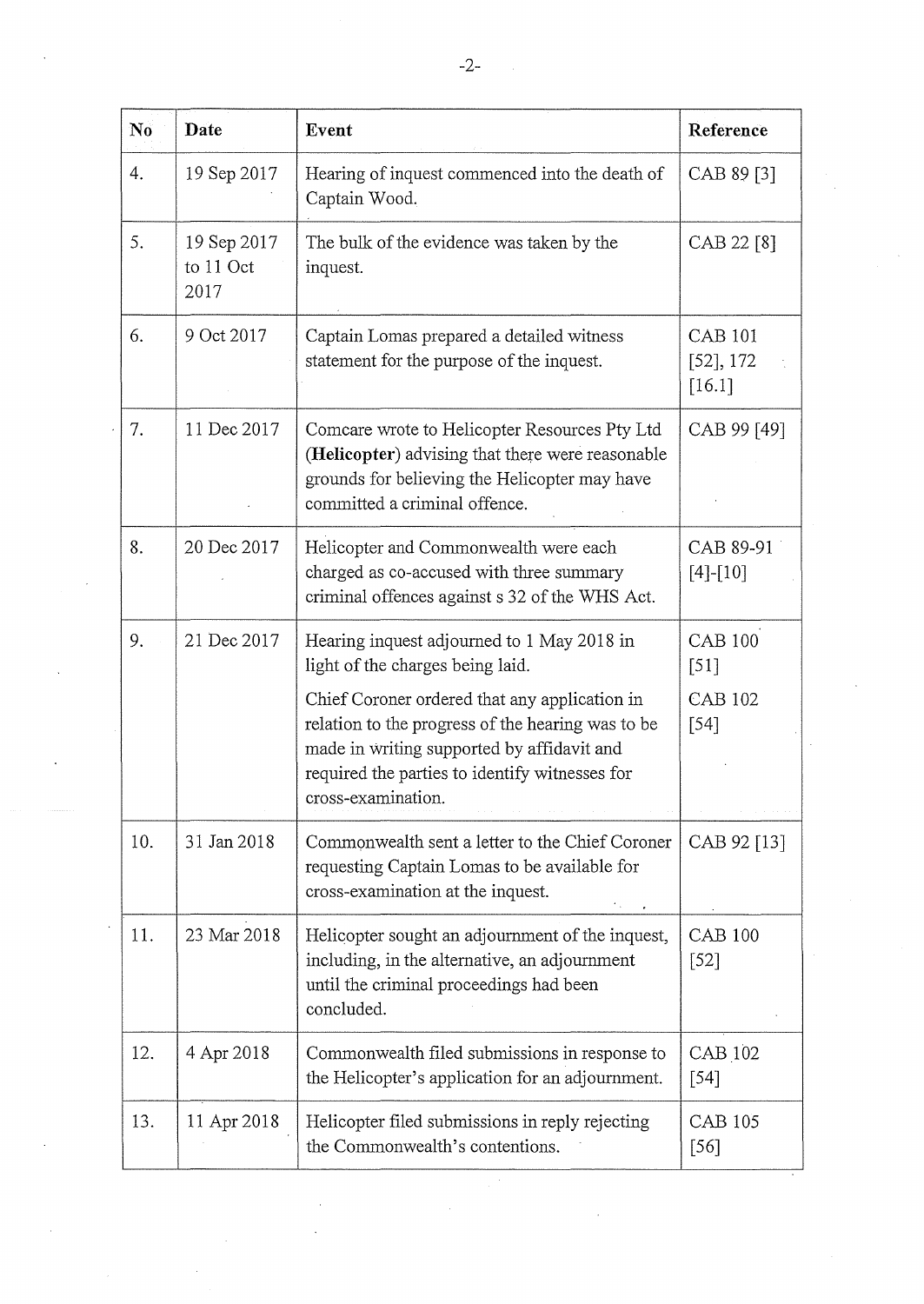| No | Date | Event | Reference |
| --- | --- | --- | --- |
| 4. | 19 Sep 2017 | Hearing of inquest commenced into the death of Captain Wood. | CAB 89 [3] |
| 5. | 19 Sep 2017 to 11 Oct 2017 | The bulk of the evidence was taken by the inquest. | CAB 22 [8] |
| 6. | 9 Oct 2017 | Captain Lomas prepared a detailed witness statement for the purpose of the inquest. | CAB 101 [52], 172 [16.1] |
| 7. | 11 Dec 2017 | Comcare wrote to Helicopter Resources Pty Ltd (**Helicopter**) advising that there were reasonable grounds for believing the Helicopter may have committed a criminal offence. | CAB 99 [49] |
| 8. | 20 Dec 2017 | Helicopter and Commonwealth were each charged as co-accused with three summary criminal offences against s 32 of the WHS Act. | CAB 89-91 [4]-[10] |
| 9. | 21 Dec 2017 | Hearing inquest adjourned to 1 May 2018 in light of the charges being laid.<br><br>Chief Coroner ordered that any application in relation to the progress of the hearing was to be made in writing supported by affidavit and required the parties to identify witnesses for cross-examination. | CAB 100 [51]<br><br>CAB 102 [54] |
| 10. | 31 Jan 2018 | Commonwealth sent a letter to the Chief Coroner requesting Captain Lomas to be available for cross-examination at the inquest. | CAB 92 [13] |
| 11. | 23 Mar 2018 | Helicopter sought an adjournment of the inquest, including, in the alternative, an adjournment until the criminal proceedings had been concluded. | CAB 100 [52] |
| 12. | 4 Apr 2018 | Commonwealth filed submissions in response to the Helicopter's application for an adjournment. | CAB 102 [54] |
| 13. | 11 Apr 2018 | Helicopter filed submissions in reply rejecting the Commonwealth's contentions. | CAB 105 [56] |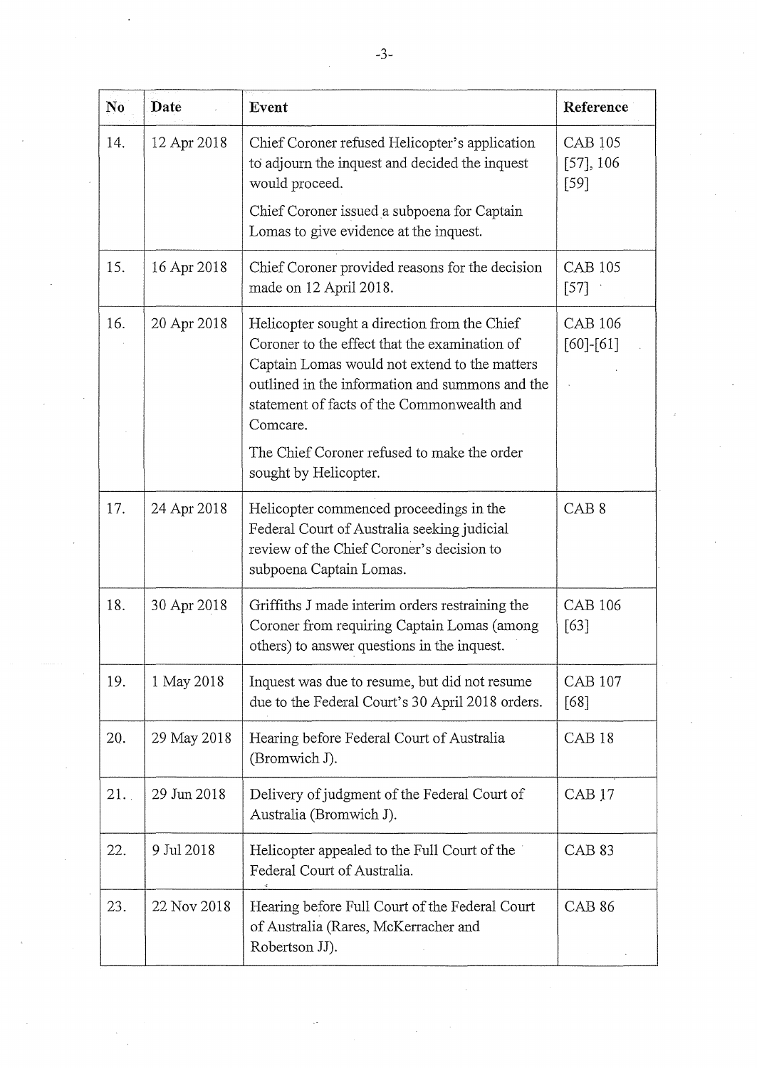| No | Date | Event | Reference |
|---|---|---|---|
| 14. | 12 Apr 2018 | Chief Coroner refused Helicopter's application to adjourn the inquest and decided the inquest would proceed.<br><br>Chief Coroner issued a subpoena for Captain Lomas to give evidence at the inquest. | CAB 105 [57], 106 [59] |
| 15. | 16 Apr 2018 | Chief Coroner provided reasons for the decision made on 12 April 2018. | CAB 105 [57] |
| 16. | 20 Apr 2018 | Helicopter sought a direction from the Chief Coroner to the effect that the examination of Captain Lomas would not extend to the matters outlined in the information and summons and the statement of facts of the Commonwealth and Comcare.<br><br>The Chief Coroner refused to make the order sought by Helicopter. | CAB 106 [60]-[61] |
| 17. | 24 Apr 2018 | Helicopter commenced proceedings in the Federal Court of Australia seeking judicial review of the Chief Coroner's decision to subpoena Captain Lomas. | CAB 8 |
| 18. | 30 Apr 2018 | Griffiths J made interim orders restraining the Coroner from requiring Captain Lomas (among others) to answer questions in the inquest. | CAB 106 [63] |
| 19. | 1 May 2018 | Inquest was due to resume, but did not resume due to the Federal Court's 30 April 2018 orders. | CAB 107 [68] |
| 20. | 29 May 2018 | Hearing before Federal Court of Australia (Bromwich J). | CAB 18 |
| 21. | 29 Jun 2018 | Delivery of judgment of the Federal Court of Australia (Bromwich J). | CAB 17 |
| 22. | 9 Jul 2018 | Helicopter appealed to the Full Court of the Federal Court of Australia. | CAB 83 |
| 23. | 22 Nov 2018 | Hearing before Full Court of the Federal Court of Australia (Rares, McKerracher and Robertson JJ). | CAB 86 |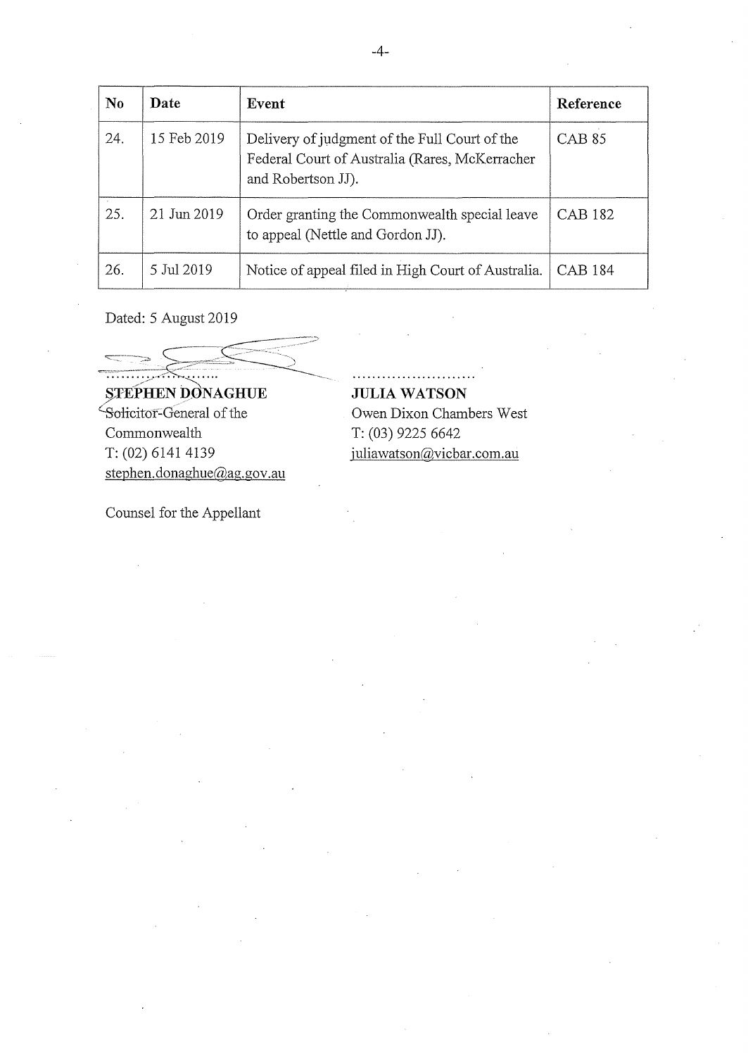| No | Date | Event | Reference |
|---|---|---|---|
| 24. | 15 Feb 2019 | Delivery of judgment of the Full Court of the Federal Court of Australia (Rares, McKerracher and Robertson JJ). | CAB 85 |
| 25. | 21 Jun 2019 | Order granting the Commonwealth special leave to appeal (Nettle and Gordon JJ). | CAB 182 |
| 26. | 5 Jul 2019 | Notice of appeal filed in High Court of Australia. | CAB 184 |

Dated: 5 August 2019

..........................

**STEPHEN DONAGHUE**
Solicitor-General of the Commonwealth
T: (02) 6141 4139
stephen.donaghue@ag.gov.au

..........................

**JULIA WATSON**
Owen Dixon Chambers West
T: (03) 9225 6642
juliawatson@vicbar.com.au

Counsel for the Appellant